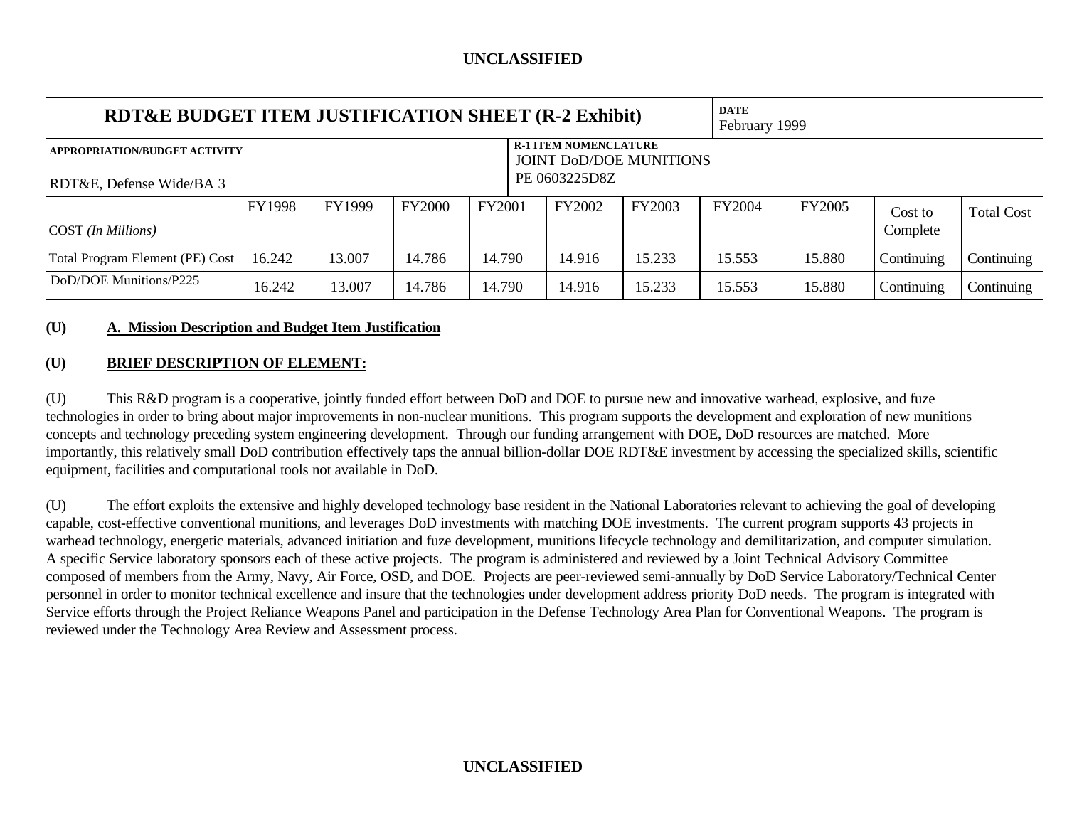UNCLASSIFIED

| RDT&E BUDGET ITEM JUSTIFICATION SHEET (R-2 Exhibit) | | | | | | | | | | DATE February 1999 |
|---|---|---|---|---|---|---|---|---|---|---|
| APPROPRIATION/BUDGET ACTIVITY RDT&E, Defense Wide/BA 3 | | | | | R-1 ITEM NOMENCLATURE JOINT DoD/DOE MUNITIONS PE 0603225D8Z | | | | | |
| COST *(In Millions)* | FY1998 | FY1999 | FY2000 | FY2001 | FY2002 | FY2003 | FY2004 | FY2005 | Cost to Complete | Total Cost |
| Total Program Element (PE) Cost | 16.242 | 13.007 | 14.786 | 14.790 | 14.916 | 15.233 | 15.553 | 15.880 | Continuing | Continuing |
| DoD/DOE Munitions/P225 | 16.242 | 13.007 | 14.786 | 14.790 | 14.916 | 15.233 | 15.553 | 15.880 | Continuing | Continuing |

**(U) A. Mission Description and Budget Item Justification**

**(U) BRIEF DESCRIPTION OF ELEMENT:**

(U) This R&D program is a cooperative, jointly funded effort between DoD and DOE to pursue new and innovative warhead, explosive, and fuze technologies in order to bring about major improvements in non-nuclear munitions. This program supports the development and exploration of new munitions concepts and technology preceding system engineering development. Through our funding arrangement with DOE, DoD resources are matched. More importantly, this relatively small DoD contribution effectively taps the annual billion-dollar DOE RDT&E investment by accessing the specialized skills, scientific equipment, facilities and computational tools not available in DoD.

(U) The effort exploits the extensive and highly developed technology base resident in the National Laboratories relevant to achieving the goal of developing capable, cost-effective conventional munitions, and leverages DoD investments with matching DOE investments. The current program supports 43 projects in warhead technology, energetic materials, advanced initiation and fuze development, munitions lifecycle technology and demilitarization, and computer simulation. A specific Service laboratory sponsors each of these active projects. The program is administered and reviewed by a Joint Technical Advisory Committee composed of members from the Army, Navy, Air Force, OSD, and DOE. Projects are peer-reviewed semi-annually by DoD Service Laboratory/Technical Center personnel in order to monitor technical excellence and insure that the technologies under development address priority DoD needs. The program is integrated with Service efforts through the Project Reliance Weapons Panel and participation in the Defense Technology Area Plan for Conventional Weapons. The program is reviewed under the Technology Area Review and Assessment process.

UNCLASSIFIED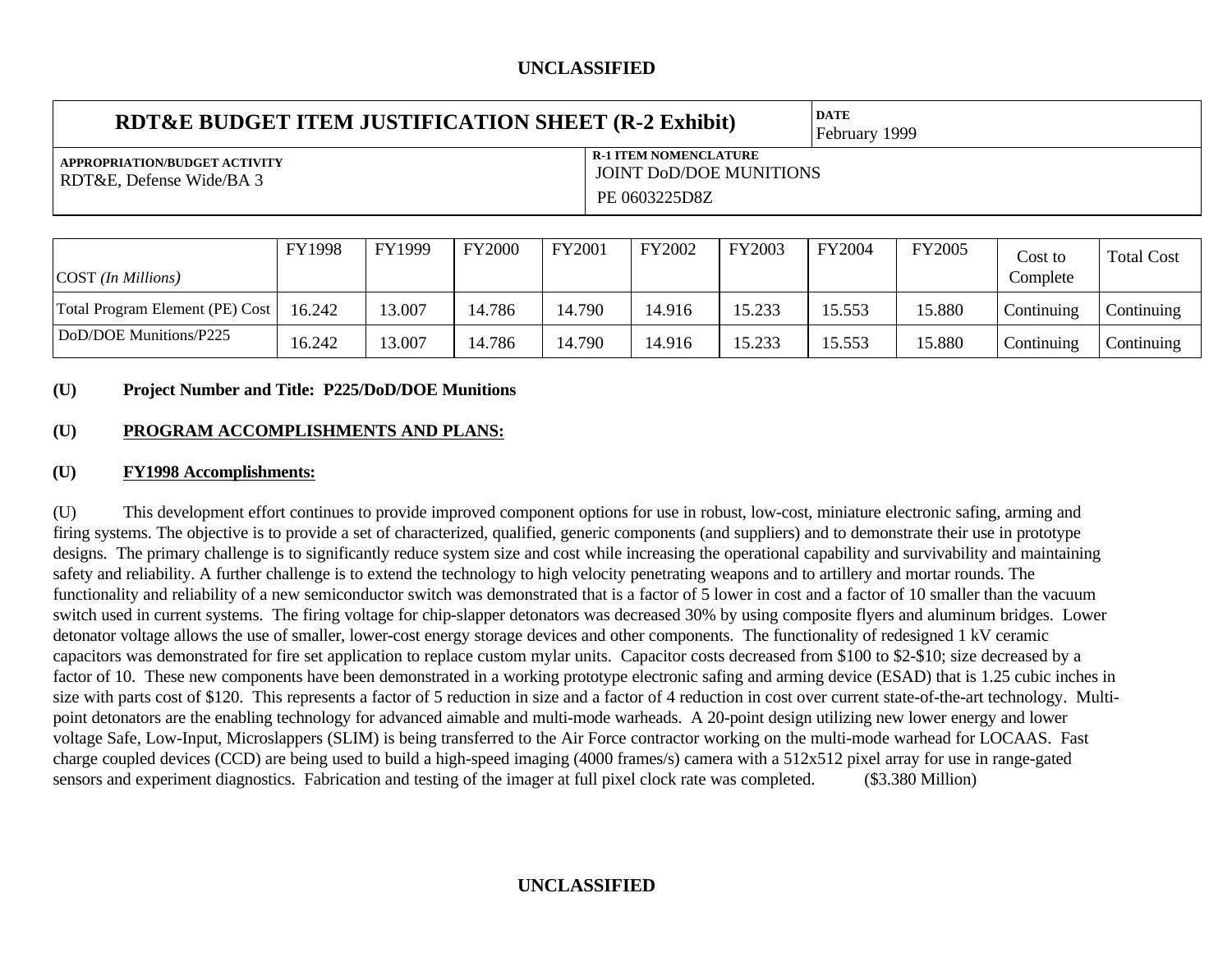**UNCLASSIFIED**

| **RDT&E BUDGET ITEM JUSTIFICATION SHEET (R-2 Exhibit)** | **DATE** February 1999 |
|---|---|
| **APPROPRIATION/BUDGET ACTIVITY** RDT&E, Defense Wide/BA 3 | **R-1 ITEM NOMENCLATURE** JOINT DoD/DOE MUNITIONS PE 0603225D8Z |

| COST *(In Millions)* | FY1998 | FY1999 | FY2000 | FY2001 | FY2002 | FY2003 | FY2004 | FY2005 | Cost to Complete | Total Cost |
|---|---|---|---|---|---|---|---|---|---|---|
| Total Program Element (PE) Cost | 16.242 | 13.007 | 14.786 | 14.790 | 14.916 | 15.233 | 15.553 | 15.880 | Continuing | Continuing |
| DoD/DOE Munitions/P225 | 16.242 | 13.007 | 14.786 | 14.790 | 14.916 | 15.233 | 15.553 | 15.880 | Continuing | Continuing |

**(U) Project Number and Title: P225/DoD/DOE Munitions**

**(U) PROGRAM ACCOMPLISHMENTS AND PLANS:**

**(U) FY1998 Accomplishments:**

(U) This development effort continues to provide improved component options for use in robust, low-cost, miniature electronic safing, arming and firing systems. The objective is to provide a set of characterized, qualified, generic components (and suppliers) and to demonstrate their use in prototype designs. The primary challenge is to significantly reduce system size and cost while increasing the operational capability and survivability and maintaining safety and reliability. A further challenge is to extend the technology to high velocity penetrating weapons and to artillery and mortar rounds. The functionality and reliability of a new semiconductor switch was demonstrated that is a factor of 5 lower in cost and a factor of 10 smaller than the vacuum switch used in current systems. The firing voltage for chip-slapper detonators was decreased 30% by using composite flyers and aluminum bridges. Lower detonator voltage allows the use of smaller, lower-cost energy storage devices and other components. The functionality of redesigned 1 kV ceramic capacitors was demonstrated for fire set application to replace custom mylar units. Capacitor costs decreased from $100 to $2-$10; size decreased by a factor of 10. These new components have been demonstrated in a working prototype electronic safing and arming device (ESAD) that is 1.25 cubic inches in size with parts cost of $120. This represents a factor of 5 reduction in size and a factor of 4 reduction in cost over current state-of-the-art technology. Multi-point detonators are the enabling technology for advanced aimable and multi-mode warheads. A 20-point design utilizing new lower energy and lower voltage Safe, Low-Input, Microslappers (SLIM) is being transferred to the Air Force contractor working on the multi-mode warhead for LOCAAS. Fast charge coupled devices (CCD) are being used to build a high-speed imaging (4000 frames/s) camera with a 512x512 pixel array for use in range-gated sensors and experiment diagnostics. Fabrication and testing of the imager at full pixel clock rate was completed. ($3.380 Million)

**UNCLASSIFIED**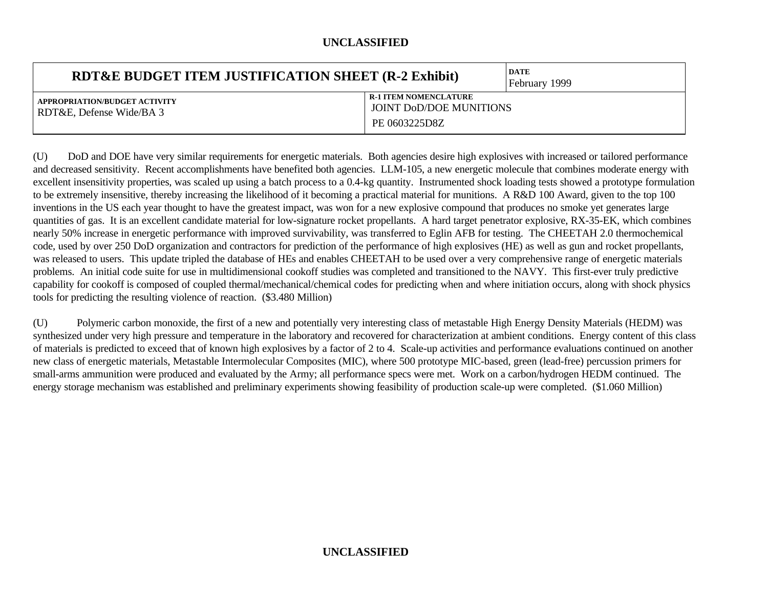| RDT&E BUDGET ITEM JUSTIFICATION SHEET (R-2 Exhibit) | | DATE<br>February 1999 |
| --- | --- | --- |
| APPROPRIATION/BUDGET ACTIVITY<br>RDT&E, Defense Wide/BA 3 | R-1 ITEM NOMENCLATURE<br>JOINT DoD/DOE MUNITIONS<br>PE 0603225D8Z | |

(U) DoD and DOE have very similar requirements for energetic materials. Both agencies desire high explosives with increased or tailored performance and decreased sensitivity. Recent accomplishments have benefited both agencies. LLM-105, a new energetic molecule that combines moderate energy with excellent insensitivity properties, was scaled up using a batch process to a 0.4-kg quantity. Instrumented shock loading tests showed a prototype formulation to be extremely insensitive, thereby increasing the likelihood of it becoming a practical material for munitions. A R&D 100 Award, given to the top 100 inventions in the US each year thought to have the greatest impact, was won for a new explosive compound that produces no smoke yet generates large quantities of gas. It is an excellent candidate material for low-signature rocket propellants. A hard target penetrator explosive, RX-35-EK, which combines nearly 50% increase in energetic performance with improved survivability, was transferred to Eglin AFB for testing. The CHEETAH 2.0 thermochemical code, used by over 250 DoD organization and contractors for prediction of the performance of high explosives (HE) as well as gun and rocket propellants, was released to users. This update tripled the database of HEs and enables CHEETAH to be used over a very comprehensive range of energetic materials problems. An initial code suite for use in multidimensional cookoff studies was completed and transitioned to the NAVY. This first-ever truly predictive capability for cookoff is composed of coupled thermal/mechanical/chemical codes for predicting when and where initiation occurs, along with shock physics tools for predicting the resulting violence of reaction. ($3.480 Million)

(U) Polymeric carbon monoxide, the first of a new and potentially very interesting class of metastable High Energy Density Materials (HEDM) was synthesized under very high pressure and temperature in the laboratory and recovered for characterization at ambient conditions. Energy content of this class of materials is predicted to exceed that of known high explosives by a factor of 2 to 4. Scale-up activities and performance evaluations continued on another new class of energetic materials, Metastable Intermolecular Composites (MIC), where 500 prototype MIC-based, green (lead-free) percussion primers for small-arms ammunition were produced and evaluated by the Army; all performance specs were met. Work on a carbon/hydrogen HEDM continued. The energy storage mechanism was established and preliminary experiments showing feasibility of production scale-up were completed. ($1.060 Million)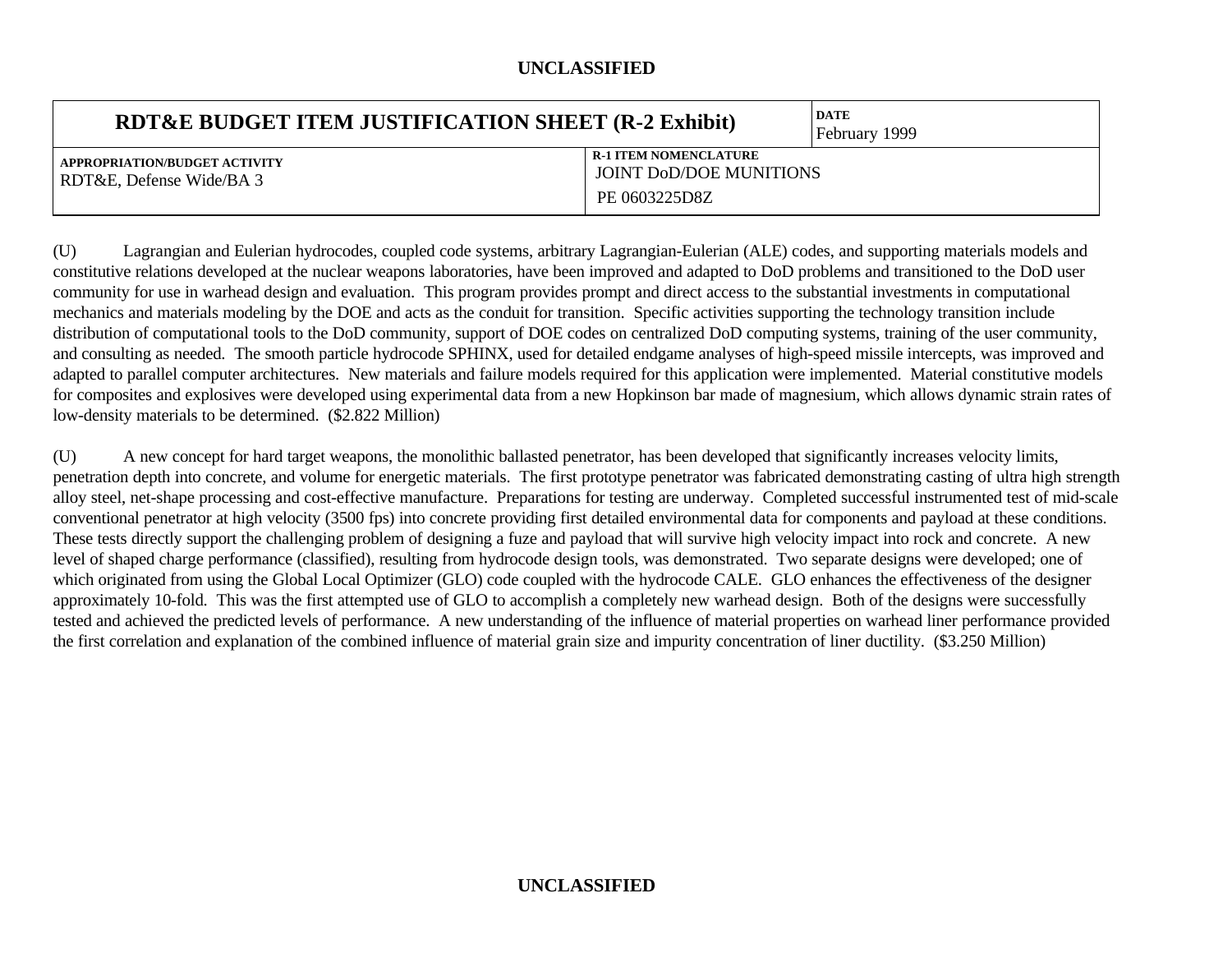| RDT&E BUDGET ITEM JUSTIFICATION SHEET (R-2 Exhibit) | | DATE<br>February 1999 |
|---|---|---|
| APPROPRIATION/BUDGET ACTIVITY<br>RDT&E, Defense Wide/BA 3 | R-1 ITEM NOMENCLATURE<br>JOINT DoD/DOE MUNITIONS<br>PE 0603225D8Z | |

(U) Lagrangian and Eulerian hydrocodes, coupled code systems, arbitrary Lagrangian-Eulerian (ALE) codes, and supporting materials models and constitutive relations developed at the nuclear weapons laboratories, have been improved and adapted to DoD problems and transitioned to the DoD user community for use in warhead design and evaluation. This program provides prompt and direct access to the substantial investments in computational mechanics and materials modeling by the DOE and acts as the conduit for transition. Specific activities supporting the technology transition include distribution of computational tools to the DoD community, support of DOE codes on centralized DoD computing systems, training of the user community, and consulting as needed. The smooth particle hydrocode SPHINX, used for detailed endgame analyses of high-speed missile intercepts, was improved and adapted to parallel computer architectures. New materials and failure models required for this application were implemented. Material constitutive models for composites and explosives were developed using experimental data from a new Hopkinson bar made of magnesium, which allows dynamic strain rates of low-density materials to be determined. ($2.822 Million)

(U) A new concept for hard target weapons, the monolithic ballasted penetrator, has been developed that significantly increases velocity limits, penetration depth into concrete, and volume for energetic materials. The first prototype penetrator was fabricated demonstrating casting of ultra high strength alloy steel, net-shape processing and cost-effective manufacture. Preparations for testing are underway. Completed successful instrumented test of mid-scale conventional penetrator at high velocity (3500 fps) into concrete providing first detailed environmental data for components and payload at these conditions. These tests directly support the challenging problem of designing a fuze and payload that will survive high velocity impact into rock and concrete. A new level of shaped charge performance (classified), resulting from hydrocode design tools, was demonstrated. Two separate designs were developed; one of which originated from using the Global Local Optimizer (GLO) code coupled with the hydrocode CALE. GLO enhances the effectiveness of the designer approximately 10-fold. This was the first attempted use of GLO to accomplish a completely new warhead design. Both of the designs were successfully tested and achieved the predicted levels of performance. A new understanding of the influence of material properties on warhead liner performance provided the first correlation and explanation of the combined influence of material grain size and impurity concentration of liner ductility. ($3.250 Million)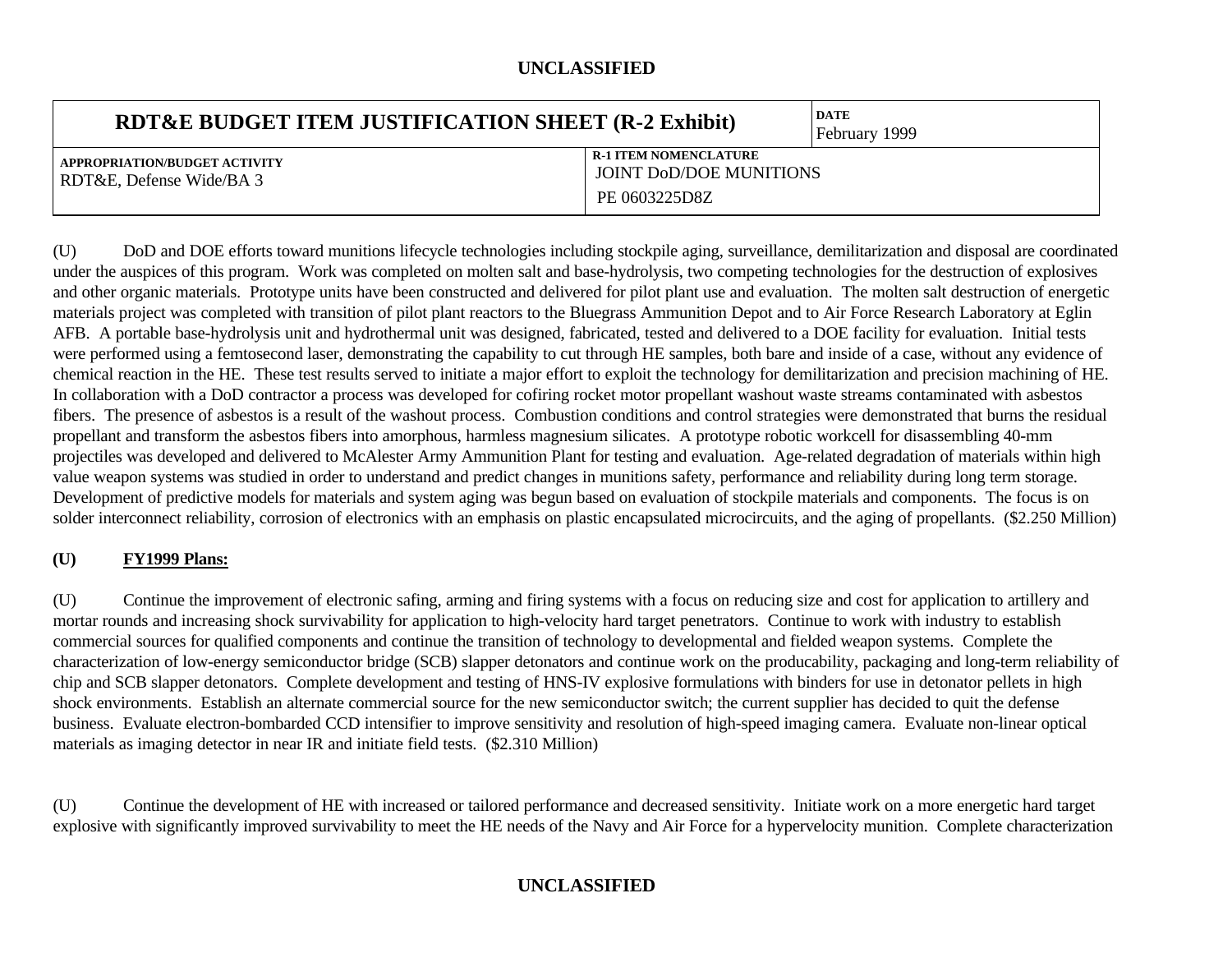| RDT&E BUDGET ITEM JUSTIFICATION SHEET (R-2 Exhibit) | DATE February 1999 |
|---|---|
| APPROPRIATION/BUDGET ACTIVITY RDT&E, Defense Wide/BA 3 | R-1 ITEM NOMENCLATURE JOINT DoD/DOE MUNITIONS PE 0603225D8Z |

(U) DoD and DOE efforts toward munitions lifecycle technologies including stockpile aging, surveillance, demilitarization and disposal are coordinated under the auspices of this program. Work was completed on molten salt and base-hydrolysis, two competing technologies for the destruction of explosives and other organic materials. Prototype units have been constructed and delivered for pilot plant use and evaluation. The molten salt destruction of energetic materials project was completed with transition of pilot plant reactors to the Bluegrass Ammunition Depot and to Air Force Research Laboratory at Eglin AFB. A portable base-hydrolysis unit and hydrothermal unit was designed, fabricated, tested and delivered to a DOE facility for evaluation. Initial tests were performed using a femtosecond laser, demonstrating the capability to cut through HE samples, both bare and inside of a case, without any evidence of chemical reaction in the HE. These test results served to initiate a major effort to exploit the technology for demilitarization and precision machining of HE. In collaboration with a DoD contractor a process was developed for cofiring rocket motor propellant washout waste streams contaminated with asbestos fibers. The presence of asbestos is a result of the washout process. Combustion conditions and control strategies were demonstrated that burns the residual propellant and transform the asbestos fibers into amorphous, harmless magnesium silicates. A prototype robotic workcell for disassembling 40-mm projectiles was developed and delivered to McAlester Army Ammunition Plant for testing and evaluation. Age-related degradation of materials within high value weapon systems was studied in order to understand and predict changes in munitions safety, performance and reliability during long term storage. Development of predictive models for materials and system aging was begun based on evaluation of stockpile materials and components. The focus is on solder interconnect reliability, corrosion of electronics with an emphasis on plastic encapsulated microcircuits, and the aging of propellants. ($2.250 Million)

**(U) FY1999 Plans:**

(U) Continue the improvement of electronic safing, arming and firing systems with a focus on reducing size and cost for application to artillery and mortar rounds and increasing shock survivability for application to high-velocity hard target penetrators. Continue to work with industry to establish commercial sources for qualified components and continue the transition of technology to developmental and fielded weapon systems. Complete the characterization of low-energy semiconductor bridge (SCB) slapper detonators and continue work on the producability, packaging and long-term reliability of chip and SCB slapper detonators. Complete development and testing of HNS-IV explosive formulations with binders for use in detonator pellets in high shock environments. Establish an alternate commercial source for the new semiconductor switch; the current supplier has decided to quit the defense business. Evaluate electron-bombarded CCD intensifier to improve sensitivity and resolution of high-speed imaging camera. Evaluate non-linear optical materials as imaging detector in near IR and initiate field tests. ($2.310 Million)

(U) Continue the development of HE with increased or tailored performance and decreased sensitivity. Initiate work on a more energetic hard target explosive with significantly improved survivability to meet the HE needs of the Navy and Air Force for a hypervelocity munition. Complete characterization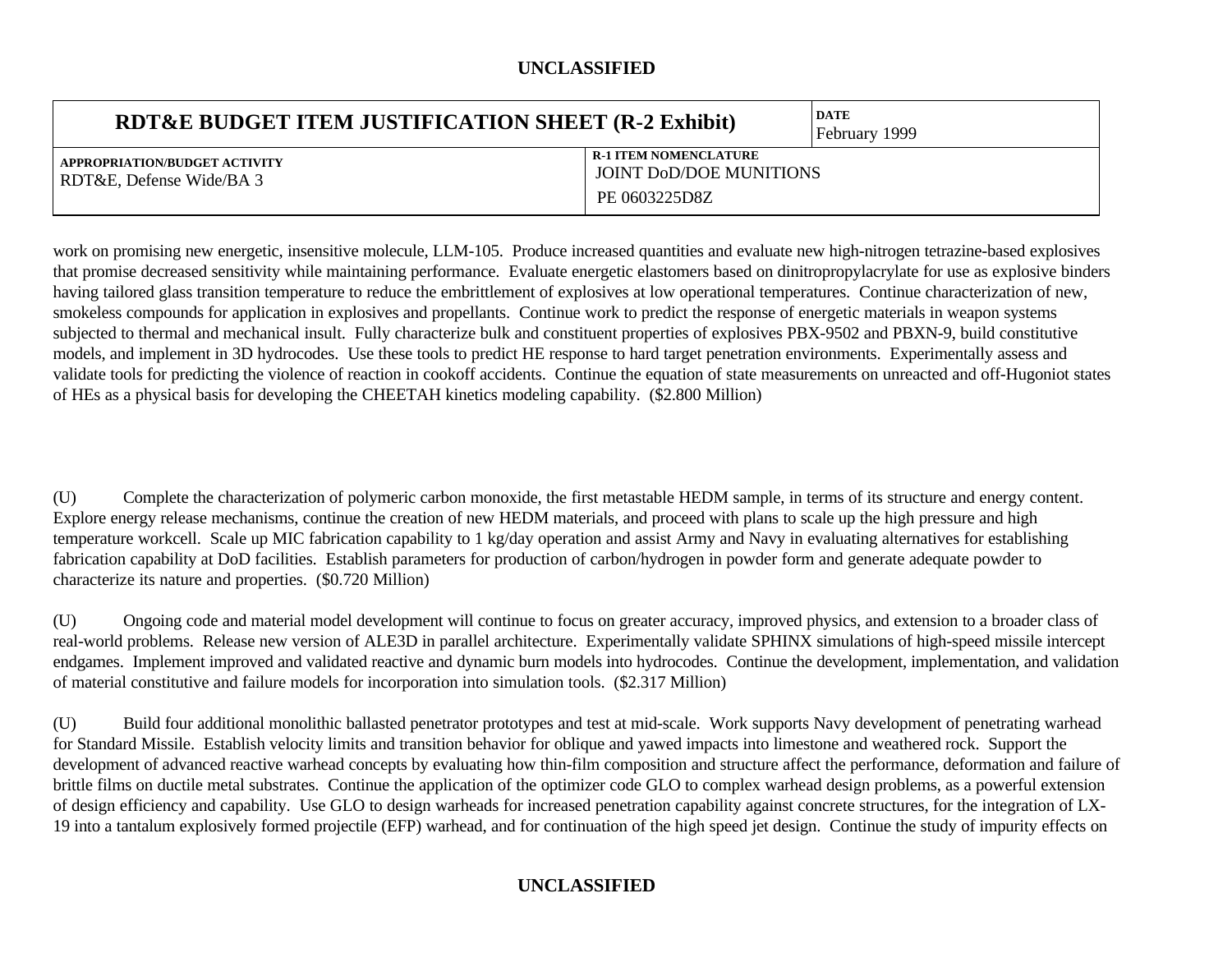| RDT&E BUDGET ITEM JUSTIFICATION SHEET (R-2 Exhibit) | DATE February 1999 |
|---|---|
| APPROPRIATION/BUDGET ACTIVITY RDT&E, Defense Wide/BA 3 | R-1 ITEM NOMENCLATURE JOINT DoD/DOE MUNITIONS PE 0603225D8Z |

work on promising new energetic, insensitive molecule, LLM-105. Produce increased quantities and evaluate new high-nitrogen tetrazine-based explosives that promise decreased sensitivity while maintaining performance. Evaluate energetic elastomers based on dinitropropylacrylate for use as explosive binders having tailored glass transition temperature to reduce the embrittlement of explosives at low operational temperatures. Continue characterization of new, smokeless compounds for application in explosives and propellants. Continue work to predict the response of energetic materials in weapon systems subjected to thermal and mechanical insult. Fully characterize bulk and constituent properties of explosives PBX-9502 and PBXN-9, build constitutive models, and implement in 3D hydrocodes. Use these tools to predict HE response to hard target penetration environments. Experimentally assess and validate tools for predicting the violence of reaction in cookoff accidents. Continue the equation of state measurements on unreacted and off-Hugoniot states of HEs as a physical basis for developing the CHEETAH kinetics modeling capability. ($2.800 Million)

(U) Complete the characterization of polymeric carbon monoxide, the first metastable HEDM sample, in terms of its structure and energy content. Explore energy release mechanisms, continue the creation of new HEDM materials, and proceed with plans to scale up the high pressure and high temperature workcell. Scale up MIC fabrication capability to 1 kg/day operation and assist Army and Navy in evaluating alternatives for establishing fabrication capability at DoD facilities. Establish parameters for production of carbon/hydrogen in powder form and generate adequate powder to characterize its nature and properties. ($0.720 Million)

(U) Ongoing code and material model development will continue to focus on greater accuracy, improved physics, and extension to a broader class of real-world problems. Release new version of ALE3D in parallel architecture. Experimentally validate SPHINX simulations of high-speed missile intercept endgames. Implement improved and validated reactive and dynamic burn models into hydrocodes. Continue the development, implementation, and validation of material constitutive and failure models for incorporation into simulation tools. ($2.317 Million)

(U) Build four additional monolithic ballasted penetrator prototypes and test at mid-scale. Work supports Navy development of penetrating warhead for Standard Missile. Establish velocity limits and transition behavior for oblique and yawed impacts into limestone and weathered rock. Support the development of advanced reactive warhead concepts by evaluating how thin-film composition and structure affect the performance, deformation and failure of brittle films on ductile metal substrates. Continue the application of the optimizer code GLO to complex warhead design problems, as a powerful extension of design efficiency and capability. Use GLO to design warheads for increased penetration capability against concrete structures, for the integration of LX-19 into a tantalum explosively formed projectile (EFP) warhead, and for continuation of the high speed jet design. Continue the study of impurity effects on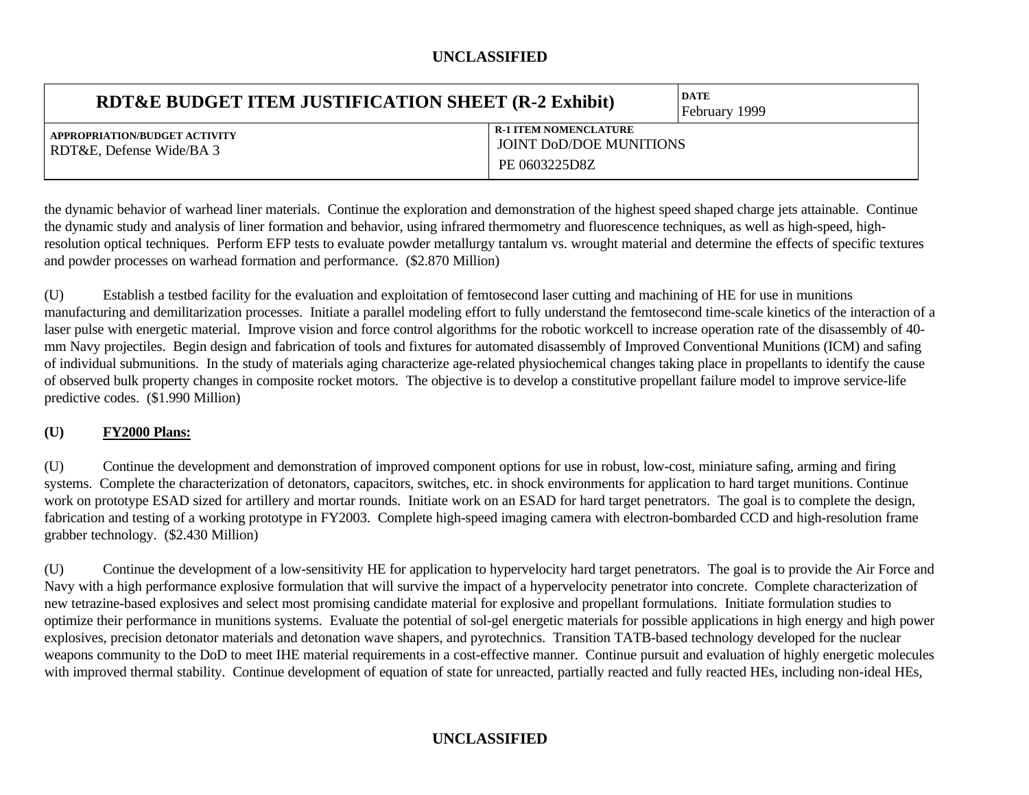the dynamic behavior of warhead liner materials. Continue the exploration and demonstration of the highest speed shaped charge jets attainable. Continue the dynamic study and analysis of liner formation and behavior, using infrared thermometry and fluorescence techniques, as well as high-speed, high-resolution optical techniques. Perform EFP tests to evaluate powder metallurgy tantalum vs. wrought material and determine the effects of specific textures and powder processes on warhead formation and performance. ($2.870 Million)

(U) Establish a testbed facility for the evaluation and exploitation of femtosecond laser cutting and machining of HE for use in munitions manufacturing and demilitarization processes. Initiate a parallel modeling effort to fully understand the femtosecond time-scale kinetics of the interaction of a laser pulse with energetic material. Improve vision and force control algorithms for the robotic workcell to increase operation rate of the disassembly of 40-mm Navy projectiles. Begin design and fabrication of tools and fixtures for automated disassembly of Improved Conventional Munitions (ICM) and safing of individual submunitions. In the study of materials aging characterize age-related physiochemical changes taking place in propellants to identify the cause of observed bulk property changes in composite rocket motors. The objective is to develop a constitutive propellant failure model to improve service-life predictive codes. ($1.990 Million)

**(U) <u>FY2000 Plans:</u>**

(U) Continue the development and demonstration of improved component options for use in robust, low-cost, miniature safing, arming and firing systems. Complete the characterization of detonators, capacitors, switches, etc. in shock environments for application to hard target munitions. Continue work on prototype ESAD sized for artillery and mortar rounds. Initiate work on an ESAD for hard target penetrators. The goal is to complete the design, fabrication and testing of a working prototype in FY2003. Complete high-speed imaging camera with electron-bombarded CCD and high-resolution frame grabber technology. ($2.430 Million)

(U) Continue the development of a low-sensitivity HE for application to hypervelocity hard target penetrators. The goal is to provide the Air Force and Navy with a high performance explosive formulation that will survive the impact of a hypervelocity penetrator into concrete. Complete characterization of new tetrazine-based explosives and select most promising candidate material for explosive and propellant formulations. Initiate formulation studies to optimize their performance in munitions systems. Evaluate the potential of sol-gel energetic materials for possible applications in high energy and high power explosives, precision detonator materials and detonation wave shapers, and pyrotechnics. Transition TATB-based technology developed for the nuclear weapons community to the DoD to meet IHE material requirements in a cost-effective manner. Continue pursuit and evaluation of highly energetic molecules with improved thermal stability. Continue development of equation of state for unreacted, partially reacted and fully reacted HEs, including non-ideal HEs,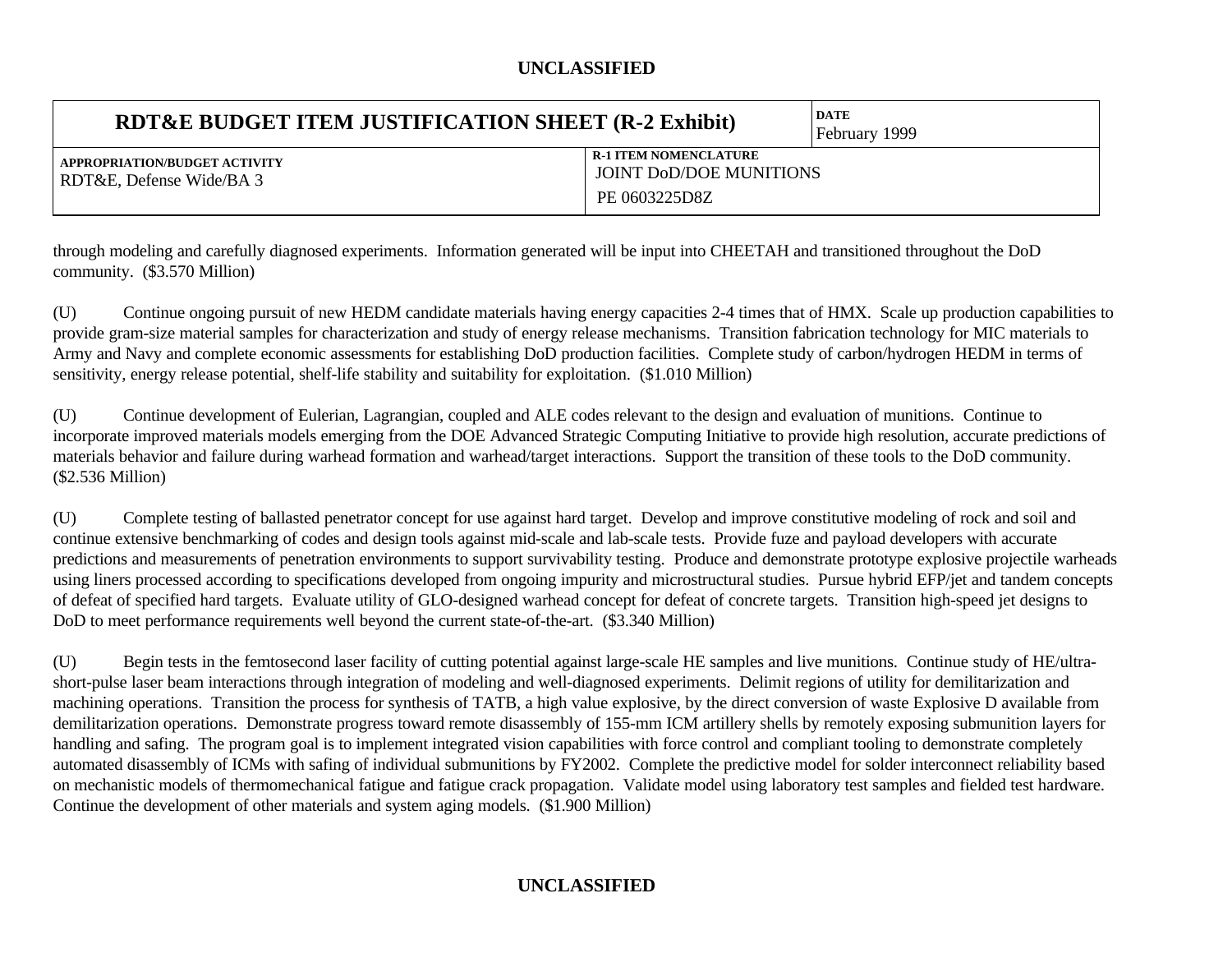| RDT&E BUDGET ITEM JUSTIFICATION SHEET (R-2 Exhibit) | | DATE February 1999 |
|---|---|---|
| APPROPRIATION/BUDGET ACTIVITY RDT&E, Defense Wide/BA 3 | R-1 ITEM NOMENCLATURE JOINT DoD/DOE MUNITIONS PE 0603225D8Z | |

through modeling and carefully diagnosed experiments. Information generated will be input into CHEETAH and transitioned throughout the DoD community. ($3.570 Million)

(U) Continue ongoing pursuit of new HEDM candidate materials having energy capacities 2-4 times that of HMX. Scale up production capabilities to provide gram-size material samples for characterization and study of energy release mechanisms. Transition fabrication technology for MIC materials to Army and Navy and complete economic assessments for establishing DoD production facilities. Complete study of carbon/hydrogen HEDM in terms of sensitivity, energy release potential, shelf-life stability and suitability for exploitation. ($1.010 Million)

(U) Continue development of Eulerian, Lagrangian, coupled and ALE codes relevant to the design and evaluation of munitions. Continue to incorporate improved materials models emerging from the DOE Advanced Strategic Computing Initiative to provide high resolution, accurate predictions of materials behavior and failure during warhead formation and warhead/target interactions. Support the transition of these tools to the DoD community. ($2.536 Million)

(U) Complete testing of ballasted penetrator concept for use against hard target. Develop and improve constitutive modeling of rock and soil and continue extensive benchmarking of codes and design tools against mid-scale and lab-scale tests. Provide fuze and payload developers with accurate predictions and measurements of penetration environments to support survivability testing. Produce and demonstrate prototype explosive projectile warheads using liners processed according to specifications developed from ongoing impurity and microstructural studies. Pursue hybrid EFP/jet and tandem concepts of defeat of specified hard targets. Evaluate utility of GLO-designed warhead concept for defeat of concrete targets. Transition high-speed jet designs to DoD to meet performance requirements well beyond the current state-of-the-art. ($3.340 Million)

(U) Begin tests in the femtosecond laser facility of cutting potential against large-scale HE samples and live munitions. Continue study of HE/ultra-short-pulse laser beam interactions through integration of modeling and well-diagnosed experiments. Delimit regions of utility for demilitarization and machining operations. Transition the process for synthesis of TATB, a high value explosive, by the direct conversion of waste Explosive D available from demilitarization operations. Demonstrate progress toward remote disassembly of 155-mm ICM artillery shells by remotely exposing submunition layers for handling and safing. The program goal is to implement integrated vision capabilities with force control and compliant tooling to demonstrate completely automated disassembly of ICMs with safing of individual submunitions by FY2002. Complete the predictive model for solder interconnect reliability based on mechanistic models of thermomechanical fatigue and fatigue crack propagation. Validate model using laboratory test samples and fielded test hardware. Continue the development of other materials and system aging models. ($1.900 Million)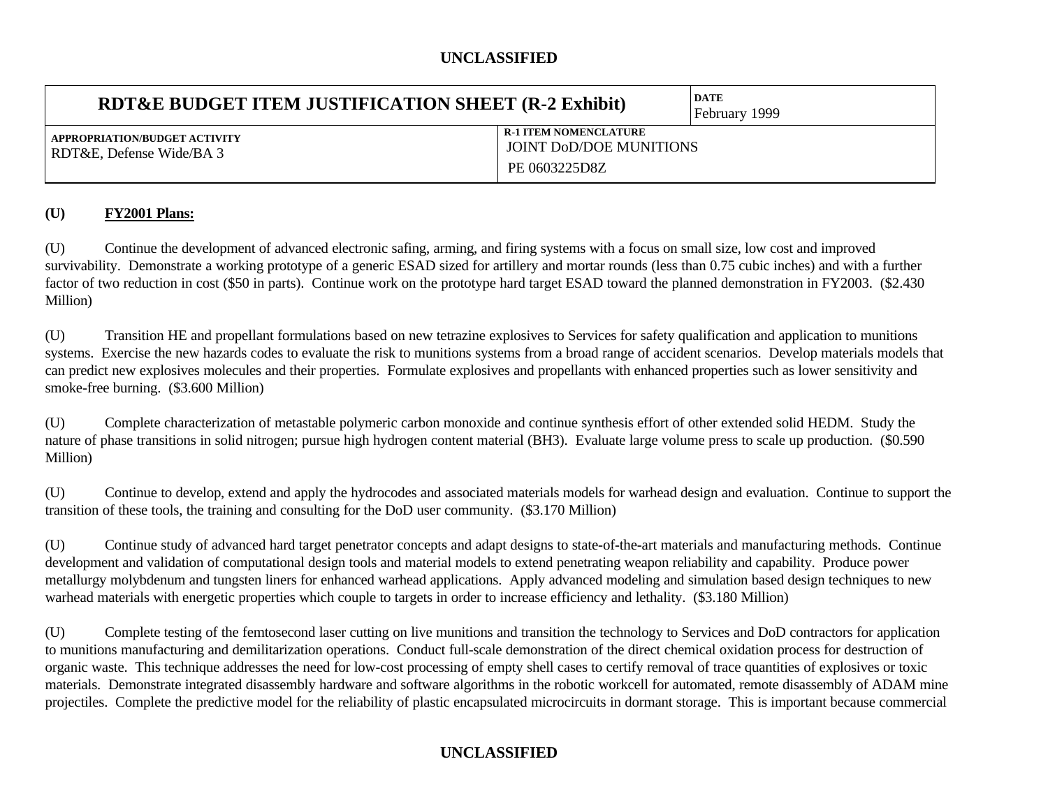| RDT&E BUDGET ITEM JUSTIFICATION SHEET (R-2 Exhibit) | DATE February 1999 |
|---|---|
| APPROPRIATION/BUDGET ACTIVITY RDT&E, Defense Wide/BA 3 | R-1 ITEM NOMENCLATURE JOINT DoD/DOE MUNITIONS PE 0603225D8Z |

**(U) FY2001 Plans:**

(U) Continue the development of advanced electronic safing, arming, and firing systems with a focus on small size, low cost and improved survivability. Demonstrate a working prototype of a generic ESAD sized for artillery and mortar rounds (less than 0.75 cubic inches) and with a further factor of two reduction in cost ($50 in parts). Continue work on the prototype hard target ESAD toward the planned demonstration in FY2003. ($2.430 Million)

(U) Transition HE and propellant formulations based on new tetrazine explosives to Services for safety qualification and application to munitions systems. Exercise the new hazards codes to evaluate the risk to munitions systems from a broad range of accident scenarios. Develop materials models that can predict new explosives molecules and their properties. Formulate explosives and propellants with enhanced properties such as lower sensitivity and smoke-free burning. ($3.600 Million)

(U) Complete characterization of metastable polymeric carbon monoxide and continue synthesis effort of other extended solid HEDM. Study the nature of phase transitions in solid nitrogen; pursue high hydrogen content material ($BH_3$). Evaluate large volume press to scale up production. ($0.590 Million)

(U) Continue to develop, extend and apply the hydrocodes and associated materials models for warhead design and evaluation. Continue to support the transition of these tools, the training and consulting for the DoD user community. ($3.170 Million)

(U) Continue study of advanced hard target penetrator concepts and adapt designs to state-of-the-art materials and manufacturing methods. Continue development and validation of computational design tools and material models to extend penetrating weapon reliability and capability. Produce power metallurgy molybdenum and tungsten liners for enhanced warhead applications. Apply advanced modeling and simulation based design techniques to new warhead materials with energetic properties which couple to targets in order to increase efficiency and lethality. ($3.180 Million)

(U) Complete testing of the femtosecond laser cutting on live munitions and transition the technology to Services and DoD contractors for application to munitions manufacturing and demilitarization operations. Conduct full-scale demonstration of the direct chemical oxidation process for destruction of organic waste. This technique addresses the need for low-cost processing of empty shell cases to certify removal of trace quantities of explosives or toxic materials. Demonstrate integrated disassembly hardware and software algorithms in the robotic workcell for automated, remote disassembly of ADAM mine projectiles. Complete the predictive model for the reliability of plastic encapsulated microcircuits in dormant storage. This is important because commercial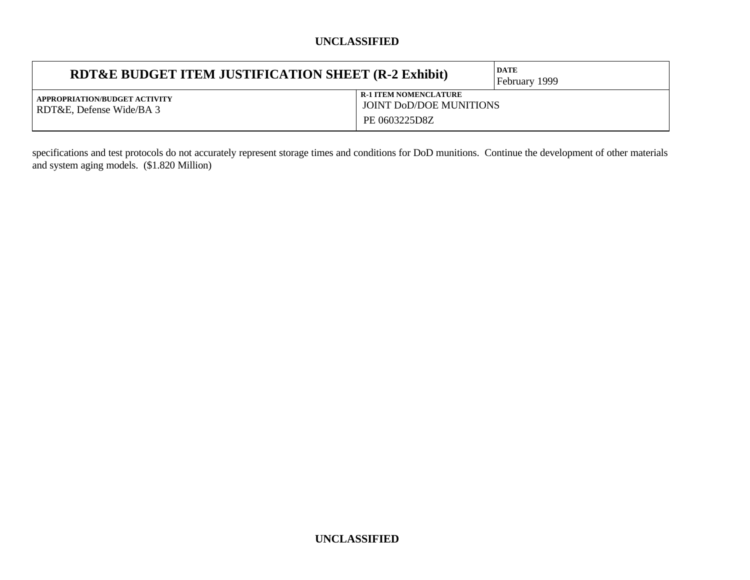| RDT&E BUDGET ITEM JUSTIFICATION SHEET (R-2 Exhibit) | | DATE February 1999 |
|---|---|---|
| APPROPRIATION/BUDGET ACTIVITY RDT&E, Defense Wide/BA 3 | R-1 ITEM NOMENCLATURE JOINT DoD/DOE MUNITIONS PE 0603225D8Z | |

specifications and test protocols do not accurately represent storage times and conditions for DoD munitions. Continue the development of other materials and system aging models. ($1.820 Million)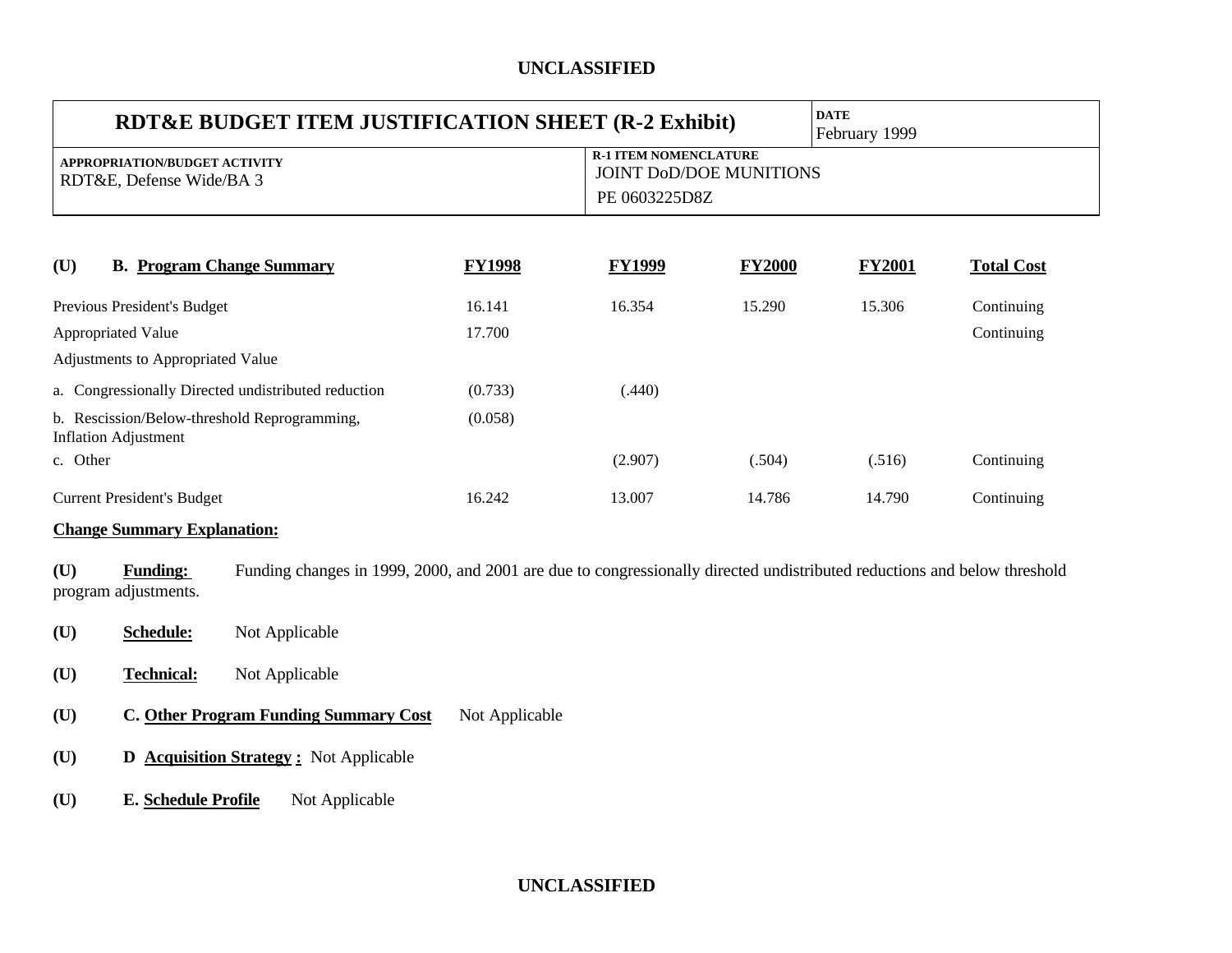UNCLASSIFIED

| RDT&E BUDGET ITEM JUSTIFICATION SHEET (R-2 Exhibit) | DATE February 1999 |
|---|---|
| APPROPRIATION/BUDGET ACTIVITY RDT&E, Defense Wide/BA 3 | R-1 ITEM NOMENCLATURE JOINT DoD/DOE MUNITIONS PE 0603225D8Z |

| (U) B. Program Change Summary | FY1998 | FY1999 | FY2000 | FY2001 | Total Cost |
|---|---|---|---|---|---|
| Previous President's Budget | 16.141 | 16.354 | 15.290 | 15.306 | Continuing |
| Appropriated Value | 17.700 | | | | Continuing |
| Adjustments to Appropriated Value | | | | | |
| a. Congressionally Directed undistributed reduction | (0.733) | (.440) | | | |
| b. Rescission/Below-threshold Reprogramming, Inflation Adjustment | (0.058) | | | | |
| c. Other | | (2.907) | (.504) | (.516) | Continuing |
| Current President's Budget | 16.242 | 13.007 | 14.786 | 14.790 | Continuing |

**Change Summary Explanation:**

**(U)** **Funding:** Funding changes in 1999, 2000, and 2001 are due to congressionally directed undistributed reductions and below threshold program adjustments.

**(U)** **Schedule:** Not Applicable

**(U)** **Technical:** Not Applicable

**(U)** **C. Other Program Funding Summary Cost** Not Applicable

**(U)** **D Acquisition Strategy :** Not Applicable

**(U)** **E. Schedule Profile** Not Applicable

UNCLASSIFIED